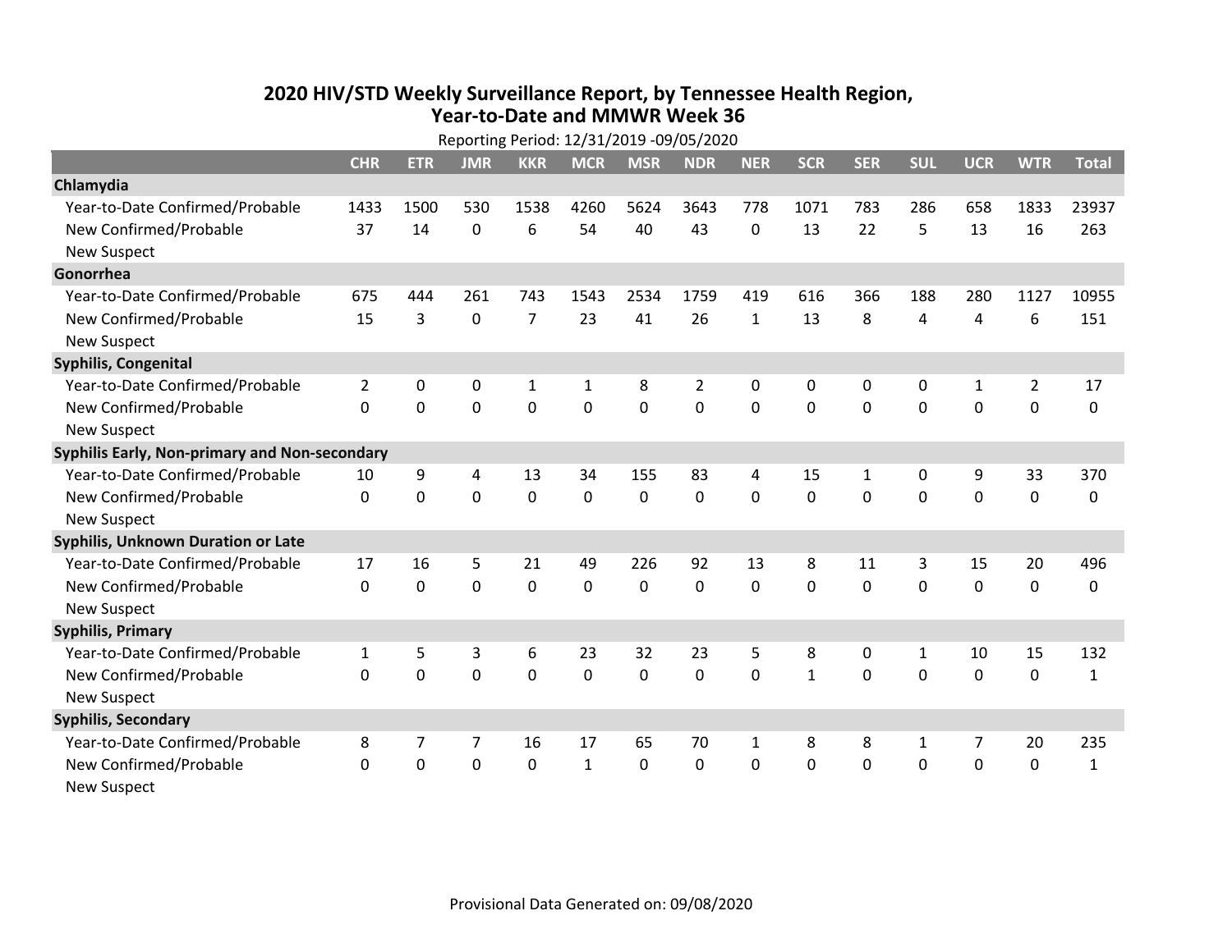# 2020 HIV/STD Weekly Surveillance Report, by Tennessee Health Region, Year-to-Date and MMWR Week 36

Reporting Period: 12/31/2019 -09/05/2020

| | CHR | ETR | JMR | KKR | MCR | MSR | NDR | NER | SCR | SER | SUL | UCR | WTR | Total |
|---|---|---|---|---|---|---|---|---|---|---|---|---|---|---|
| **Chlamydia** | | | | | | | | | | | | | | |
| Year-to-Date Confirmed/Probable | 1433 | 1500 | 530 | 1538 | 4260 | 5624 | 3643 | 778 | 1071 | 783 | 286 | 658 | 1833 | 23937 |
| New Confirmed/Probable | 37 | 14 | 0 | 6 | 54 | 40 | 43 | 0 | 13 | 22 | 5 | 13 | 16 | 263 |
| New Suspect | | | | | | | | | | | | | | |
| **Gonorrhea** | | | | | | | | | | | | | | |
| Year-to-Date Confirmed/Probable | 675 | 444 | 261 | 743 | 1543 | 2534 | 1759 | 419 | 616 | 366 | 188 | 280 | 1127 | 10955 |
| New Confirmed/Probable | 15 | 3 | 0 | 7 | 23 | 41 | 26 | 1 | 13 | 8 | 4 | 4 | 6 | 151 |
| New Suspect | | | | | | | | | | | | | | |
| **Syphilis, Congenital** | | | | | | | | | | | | | | |
| Year-to-Date Confirmed/Probable | 2 | 0 | 0 | 1 | 1 | 8 | 2 | 0 | 0 | 0 | 0 | 1 | 2 | 17 |
| New Confirmed/Probable | 0 | 0 | 0 | 0 | 0 | 0 | 0 | 0 | 0 | 0 | 0 | 0 | 0 | 0 |
| New Suspect | | | | | | | | | | | | | | |
| **Syphilis Early, Non-primary and Non-secondary** | | | | | | | | | | | | | | |
| Year-to-Date Confirmed/Probable | 10 | 9 | 4 | 13 | 34 | 155 | 83 | 4 | 15 | 1 | 0 | 9 | 33 | 370 |
| New Confirmed/Probable | 0 | 0 | 0 | 0 | 0 | 0 | 0 | 0 | 0 | 0 | 0 | 0 | 0 | 0 |
| New Suspect | | | | | | | | | | | | | | |
| **Syphilis, Unknown Duration or Late** | | | | | | | | | | | | | | |
| Year-to-Date Confirmed/Probable | 17 | 16 | 5 | 21 | 49 | 226 | 92 | 13 | 8 | 11 | 3 | 15 | 20 | 496 |
| New Confirmed/Probable | 0 | 0 | 0 | 0 | 0 | 0 | 0 | 0 | 0 | 0 | 0 | 0 | 0 | 0 |
| New Suspect | | | | | | | | | | | | | | |
| **Syphilis, Primary** | | | | | | | | | | | | | | |
| Year-to-Date Confirmed/Probable | 1 | 5 | 3 | 6 | 23 | 32 | 23 | 5 | 8 | 0 | 1 | 10 | 15 | 132 |
| New Confirmed/Probable | 0 | 0 | 0 | 0 | 0 | 0 | 0 | 0 | 1 | 0 | 0 | 0 | 0 | 1 |
| New Suspect | | | | | | | | | | | | | | |
| **Syphilis, Secondary** | | | | | | | | | | | | | | |
| Year-to-Date Confirmed/Probable | 8 | 7 | 7 | 16 | 17 | 65 | 70 | 1 | 8 | 8 | 1 | 7 | 20 | 235 |
| New Confirmed/Probable | 0 | 0 | 0 | 0 | 1 | 0 | 0 | 0 | 0 | 0 | 0 | 0 | 0 | 1 |
| New Suspect | | | | | | | | | | | | | | |

Provisional Data Generated on: 09/08/2020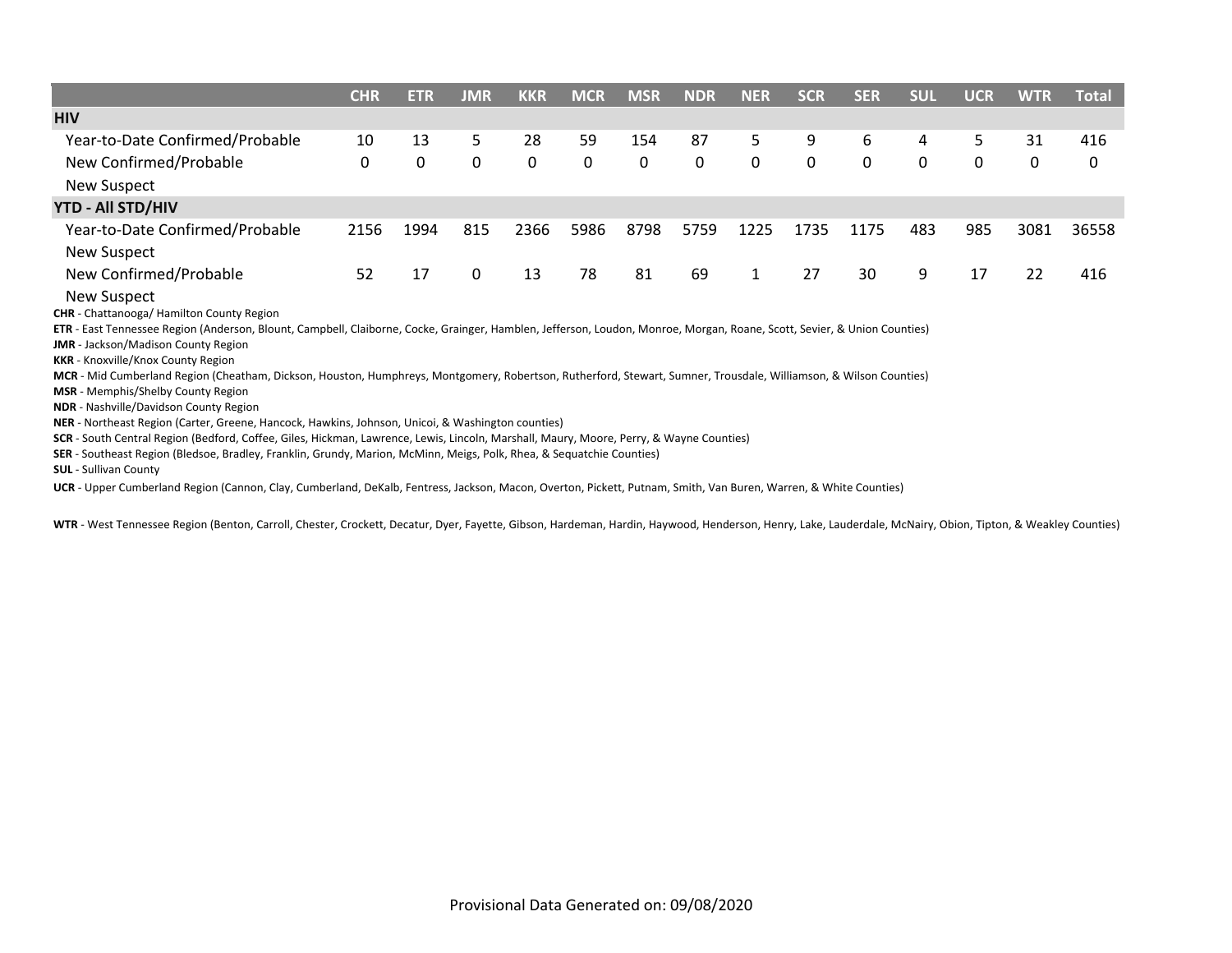| | CHR | ETR | JMR | KKR | MCR | MSR | NDR | NER | SCR | SER | SUL | UCR | WTR | Total |
|---|---|---|---|---|---|---|---|---|---|---|---|---|---|---|
| **HIV** | | | | | | | | | | | | | | |
| Year-to-Date Confirmed/Probable | 10 | 13 | 5 | 28 | 59 | 154 | 87 | 5 | 9 | 6 | 4 | 5 | 31 | 416 |
| New Confirmed/Probable | 0 | 0 | 0 | 0 | 0 | 0 | 0 | 0 | 0 | 0 | 0 | 0 | 0 | 0 |
| New Suspect | | | | | | | | | | | | | | |
| **YTD - All STD/HIV** | | | | | | | | | | | | | | |
| Year-to-Date Confirmed/Probable | 2156 | 1994 | 815 | 2366 | 5986 | 8798 | 5759 | 1225 | 1735 | 1175 | 483 | 985 | 3081 | 36558 |
| New Suspect | | | | | | | | | | | | | | |
| New Confirmed/Probable | 52 | 17 | 0 | 13 | 78 | 81 | 69 | 1 | 27 | 30 | 9 | 17 | 22 | 416 |
| New Suspect | | | | | | | | | | | | | | |

**CHR** - Chattanooga/ Hamilton County Region

**ETR** - East Tennessee Region (Anderson, Blount, Campbell, Claiborne, Cocke, Grainger, Hamblen, Jefferson, Loudon, Monroe, Morgan, Roane, Scott, Sevier, & Union Counties)

**JMR** - Jackson/Madison County Region

**KKR** - Knoxville/Knox County Region

**MCR** - Mid Cumberland Region (Cheatham, Dickson, Houston, Humphreys, Montgomery, Robertson, Rutherford, Stewart, Sumner, Trousdale, Williamson, & Wilson Counties)

**MSR** - Memphis/Shelby County Region

**NDR** - Nashville/Davidson County Region

**NER** - Northeast Region (Carter, Greene, Hancock, Hawkins, Johnson, Unicoi, & Washington counties)

**SCR** - South Central Region (Bedford, Coffee, Giles, Hickman, Lawrence, Lewis, Lincoln, Marshall, Maury, Moore, Perry, & Wayne Counties)

**SER** - Southeast Region (Bledsoe, Bradley, Franklin, Grundy, Marion, McMinn, Meigs, Polk, Rhea, & Sequatchie Counties)

**SUL** - Sullivan County

**UCR** - Upper Cumberland Region (Cannon, Clay, Cumberland, DeKalb, Fentress, Jackson, Macon, Overton, Pickett, Putnam, Smith, Van Buren, Warren, & White Counties)

**WTR** - West Tennessee Region (Benton, Carroll, Chester, Crockett, Decatur, Dyer, Fayette, Gibson, Hardeman, Hardin, Haywood, Henderson, Henry, Lake, Lauderdale, McNairy, Obion, Tipton, & Weakley Counties)

Provisional Data Generated on: 09/08/2020